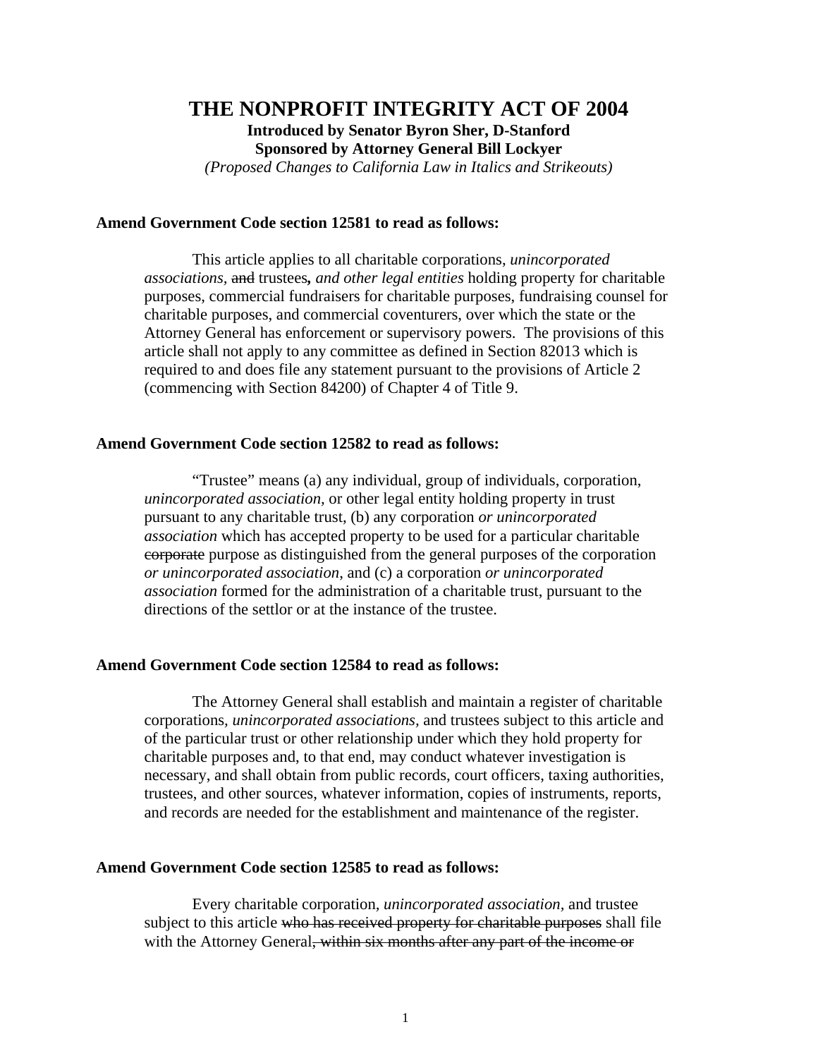# THE NONPROFIT INTEGRITY ACT OF 2004

**Introduced by Senator Byron Sher, D-Stanford**

**Sponsored by Attorney General Bill Lockyer**

*(Proposed Changes to California Law in Italics and Strikeouts)*

**Amend Government Code section 12581 to read as follows:**

This article applies to all charitable corporations, *unincorporated associations,* ~~and~~ trustees**,** *and other legal entities* holding property for charitable purposes, commercial fundraisers for charitable purposes, fundraising counsel for charitable purposes, and commercial coventurers, over which the state or the Attorney General has enforcement or supervisory powers. The provisions of this article shall not apply to any committee as defined in Section 82013 which is required to and does file any statement pursuant to the provisions of Article 2 (commencing with Section 84200) of Chapter 4 of Title 9.

**Amend Government Code section 12582 to read as follows:**

"Trustee" means (a) any individual, group of individuals, corporation, *unincorporated association,* or other legal entity holding property in trust pursuant to any charitable trust, (b) any corporation *or unincorporated association* which has accepted property to be used for a particular charitable ~~corporate~~ purpose as distinguished from the general purposes of the corporation *or unincorporated association*, and (c) a corporation *or unincorporated association* formed for the administration of a charitable trust, pursuant to the directions of the settlor or at the instance of the trustee.

**Amend Government Code section 12584 to read as follows:**

The Attorney General shall establish and maintain a register of charitable corporations, *unincorporated associations,* and trustees subject to this article and of the particular trust or other relationship under which they hold property for charitable purposes and, to that end, may conduct whatever investigation is necessary, and shall obtain from public records, court officers, taxing authorities, trustees, and other sources, whatever information, copies of instruments, reports, and records are needed for the establishment and maintenance of the register.

**Amend Government Code section 12585 to read as follows:**

Every charitable corporation, *unincorporated association,* and trustee subject to this article ~~who has received property for charitable purposes~~ shall file with the Attorney General~~, within six months after any part of the income or~~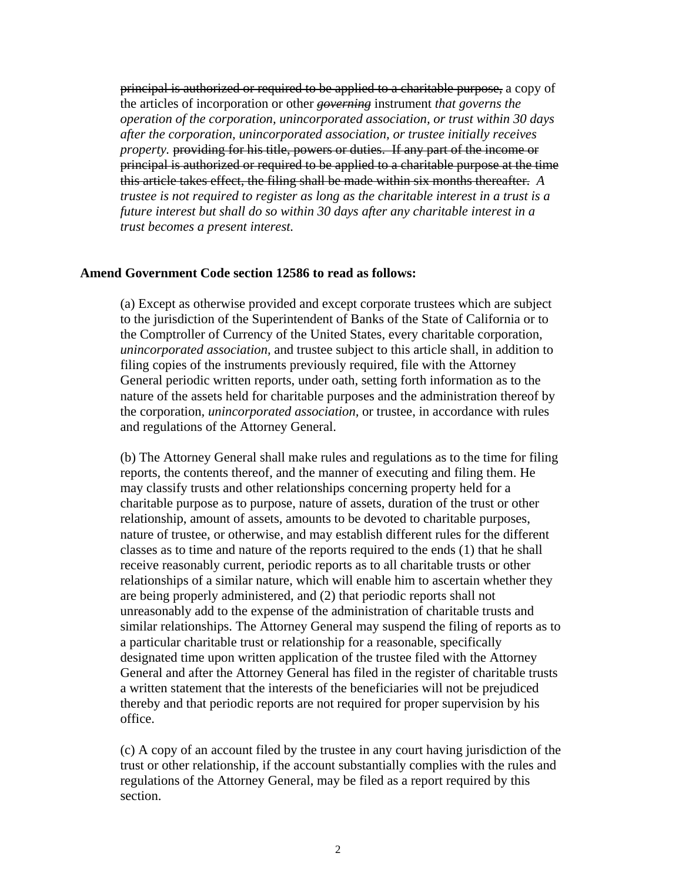~~principal is authorized or required to be applied to a charitable purpose,~~ a copy of the articles of incorporation or other ~~*governing*~~ instrument *that governs the operation of the corporation, unincorporated association, or trust within 30 days after the corporation, unincorporated association, or trustee initially receives property.* ~~providing for his title, powers or duties. If any part of the income or principal is authorized or required to be applied to a charitable purpose at the time this article takes effect, the filing shall be made within six months thereafter.~~ *A trustee is not required to register as long as the charitable interest in a trust is a future interest but shall do so within 30 days after any charitable interest in a trust becomes a present interest.*

**Amend Government Code section 12586 to read as follows:**

(a) Except as otherwise provided and except corporate trustees which are subject to the jurisdiction of the Superintendent of Banks of the State of California or to the Comptroller of Currency of the United States, every charitable corporation, *unincorporated association,* and trustee subject to this article shall, in addition to filing copies of the instruments previously required, file with the Attorney General periodic written reports, under oath, setting forth information as to the nature of the assets held for charitable purposes and the administration thereof by the corporation, *unincorporated association,* or trustee, in accordance with rules and regulations of the Attorney General.

(b) The Attorney General shall make rules and regulations as to the time for filing reports, the contents thereof, and the manner of executing and filing them. He may classify trusts and other relationships concerning property held for a charitable purpose as to purpose, nature of assets, duration of the trust or other relationship, amount of assets, amounts to be devoted to charitable purposes, nature of trustee, or otherwise, and may establish different rules for the different classes as to time and nature of the reports required to the ends (1) that he shall receive reasonably current, periodic reports as to all charitable trusts or other relationships of a similar nature, which will enable him to ascertain whether they are being properly administered, and (2) that periodic reports shall not unreasonably add to the expense of the administration of charitable trusts and similar relationships. The Attorney General may suspend the filing of reports as to a particular charitable trust or relationship for a reasonable, specifically designated time upon written application of the trustee filed with the Attorney General and after the Attorney General has filed in the register of charitable trusts a written statement that the interests of the beneficiaries will not be prejudiced thereby and that periodic reports are not required for proper supervision by his office.

(c) A copy of an account filed by the trustee in any court having jurisdiction of the trust or other relationship, if the account substantially complies with the rules and regulations of the Attorney General, may be filed as a report required by this section.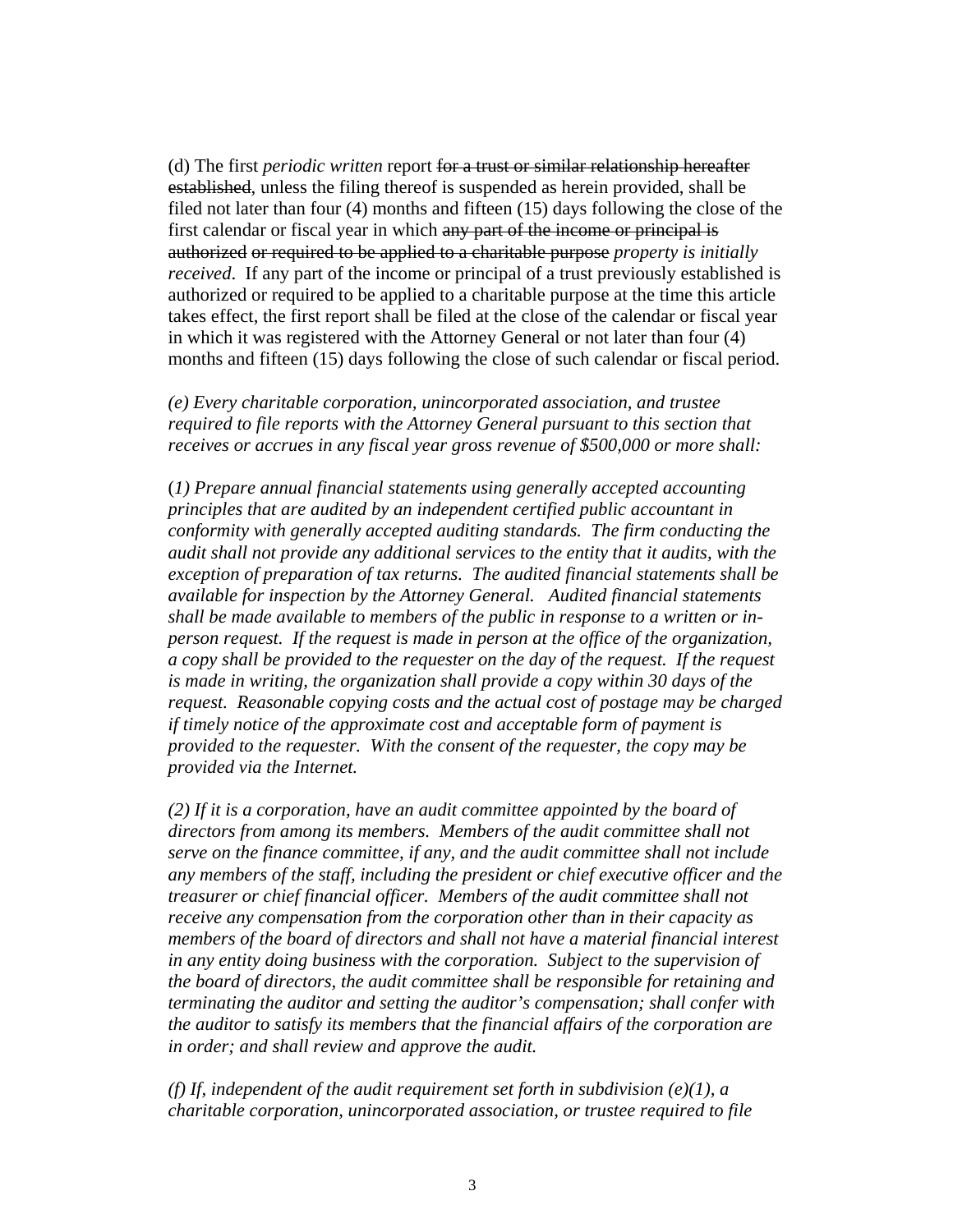(d) The first *periodic written* report ~~for a trust or similar relationship hereafter established~~, unless the filing thereof is suspended as herein provided, shall be filed not later than four (4) months and fifteen (15) days following the close of the first calendar or fiscal year in which ~~any part of the income or principal is authorized or required to be applied to a charitable purpose~~ *property is initially received*. If any part of the income or principal of a trust previously established is authorized or required to be applied to a charitable purpose at the time this article takes effect, the first report shall be filed at the close of the calendar or fiscal year in which it was registered with the Attorney General or not later than four (4) months and fifteen (15) days following the close of such calendar or fiscal period.

*(e) Every charitable corporation, unincorporated association, and trustee required to file reports with the Attorney General pursuant to this section that receives or accrues in any fiscal year gross revenue of $500,000 or more shall:*

*(1) Prepare annual financial statements using generally accepted accounting principles that are audited by an independent certified public accountant in conformity with generally accepted auditing standards. The firm conducting the audit shall not provide any additional services to the entity that it audits, with the exception of preparation of tax returns. The audited financial statements shall be available for inspection by the Attorney General. Audited financial statements shall be made available to members of the public in response to a written or in-person request. If the request is made in person at the office of the organization, a copy shall be provided to the requester on the day of the request. If the request is made in writing, the organization shall provide a copy within 30 days of the request. Reasonable copying costs and the actual cost of postage may be charged if timely notice of the approximate cost and acceptable form of payment is provided to the requester. With the consent of the requester, the copy may be provided via the Internet.*

*(2) If it is a corporation, have an audit committee appointed by the board of directors from among its members. Members of the audit committee shall not serve on the finance committee, if any, and the audit committee shall not include any members of the staff, including the president or chief executive officer and the treasurer or chief financial officer. Members of the audit committee shall not receive any compensation from the corporation other than in their capacity as members of the board of directors and shall not have a material financial interest in any entity doing business with the corporation. Subject to the supervision of the board of directors, the audit committee shall be responsible for retaining and terminating the auditor and setting the auditor's compensation; shall confer with the auditor to satisfy its members that the financial affairs of the corporation are in order; and shall review and approve the audit.*

*(f) If, independent of the audit requirement set forth in subdivision (e)(1), a charitable corporation, unincorporated association, or trustee required to file*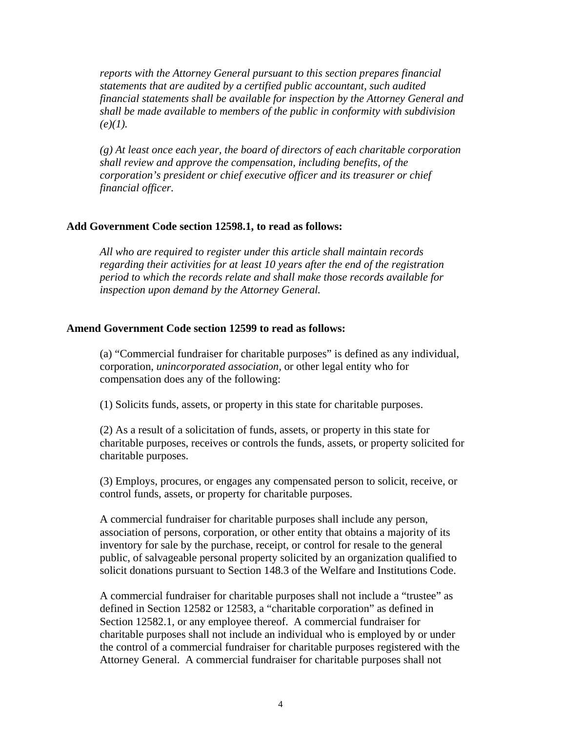*reports with the Attorney General pursuant to this section prepares financial statements that are audited by a certified public accountant, such audited financial statements shall be available for inspection by the Attorney General and shall be made available to members of the public in conformity with subdivision (e)(1).*

*(g) At least once each year, the board of directors of each charitable corporation shall review and approve the compensation, including benefits, of the corporation's president or chief executive officer and its treasurer or chief financial officer.*

**Add Government Code section 12598.1, to read as follows:**

*All who are required to register under this article shall maintain records regarding their activities for at least 10 years after the end of the registration period to which the records relate and shall make those records available for inspection upon demand by the Attorney General.*

**Amend Government Code section 12599 to read as follows:**

(a) "Commercial fundraiser for charitable purposes" is defined as any individual, corporation, *unincorporated association*, or other legal entity who for compensation does any of the following:

(1) Solicits funds, assets, or property in this state for charitable purposes.

(2) As a result of a solicitation of funds, assets, or property in this state for charitable purposes, receives or controls the funds, assets, or property solicited for charitable purposes.

(3) Employs, procures, or engages any compensated person to solicit, receive, or control funds, assets, or property for charitable purposes.

A commercial fundraiser for charitable purposes shall include any person, association of persons, corporation, or other entity that obtains a majority of its inventory for sale by the purchase, receipt, or control for resale to the general public, of salvageable personal property solicited by an organization qualified to solicit donations pursuant to Section 148.3 of the Welfare and Institutions Code.

A commercial fundraiser for charitable purposes shall not include a "trustee" as defined in Section 12582 or 12583, a "charitable corporation" as defined in Section 12582.1, or any employee thereof. A commercial fundraiser for charitable purposes shall not include an individual who is employed by or under the control of a commercial fundraiser for charitable purposes registered with the Attorney General. A commercial fundraiser for charitable purposes shall not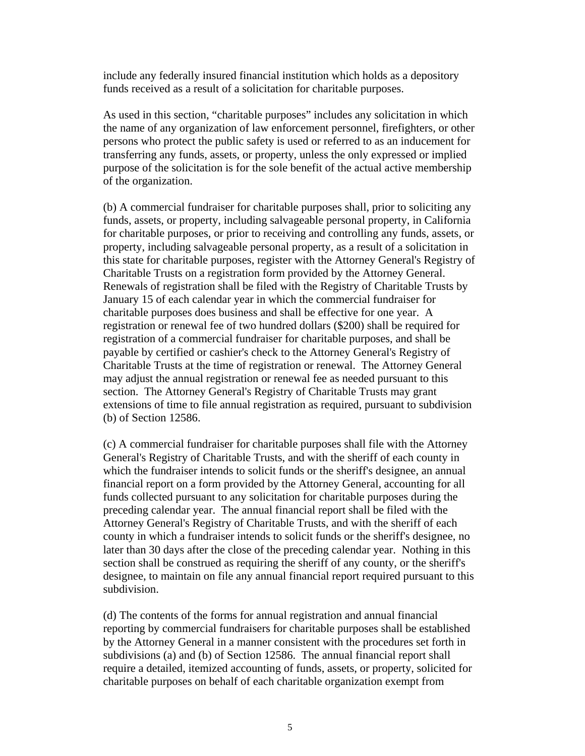include any federally insured financial institution which holds as a depository funds received as a result of a solicitation for charitable purposes.

As used in this section, “charitable purposes” includes any solicitation in which the name of any organization of law enforcement personnel, firefighters, or other persons who protect the public safety is used or referred to as an inducement for transferring any funds, assets, or property, unless the only expressed or implied purpose of the solicitation is for the sole benefit of the actual active membership of the organization.

(b) A commercial fundraiser for charitable purposes shall, prior to soliciting any funds, assets, or property, including salvageable personal property, in California for charitable purposes, or prior to receiving and controlling any funds, assets, or property, including salvageable personal property, as a result of a solicitation in this state for charitable purposes, register with the Attorney General's Registry of Charitable Trusts on a registration form provided by the Attorney General. Renewals of registration shall be filed with the Registry of Charitable Trusts by January 15 of each calendar year in which the commercial fundraiser for charitable purposes does business and shall be effective for one year. A registration or renewal fee of two hundred dollars ($200) shall be required for registration of a commercial fundraiser for charitable purposes, and shall be payable by certified or cashier's check to the Attorney General's Registry of Charitable Trusts at the time of registration or renewal. The Attorney General may adjust the annual registration or renewal fee as needed pursuant to this section. The Attorney General's Registry of Charitable Trusts may grant extensions of time to file annual registration as required, pursuant to subdivision (b) of Section 12586.

(c) A commercial fundraiser for charitable purposes shall file with the Attorney General's Registry of Charitable Trusts, and with the sheriff of each county in which the fundraiser intends to solicit funds or the sheriff's designee, an annual financial report on a form provided by the Attorney General, accounting for all funds collected pursuant to any solicitation for charitable purposes during the preceding calendar year. The annual financial report shall be filed with the Attorney General's Registry of Charitable Trusts, and with the sheriff of each county in which a fundraiser intends to solicit funds or the sheriff's designee, no later than 30 days after the close of the preceding calendar year. Nothing in this section shall be construed as requiring the sheriff of any county, or the sheriff's designee, to maintain on file any annual financial report required pursuant to this subdivision.

(d) The contents of the forms for annual registration and annual financial reporting by commercial fundraisers for charitable purposes shall be established by the Attorney General in a manner consistent with the procedures set forth in subdivisions (a) and (b) of Section 12586. The annual financial report shall require a detailed, itemized accounting of funds, assets, or property, solicited for charitable purposes on behalf of each charitable organization exempt from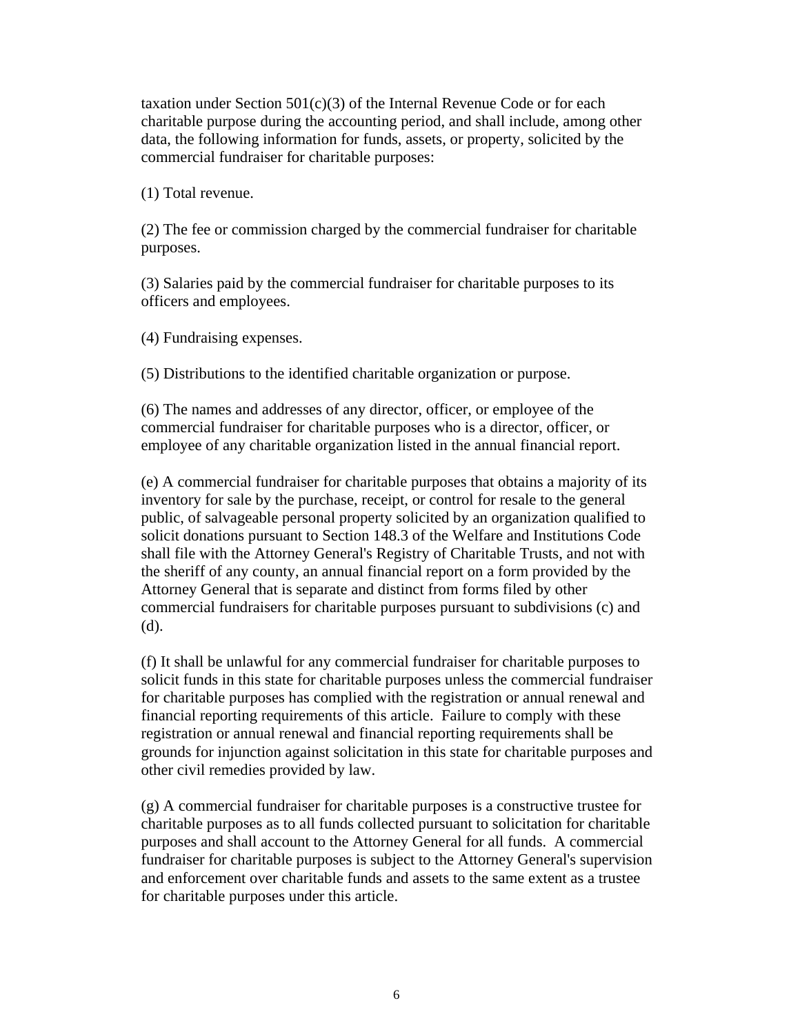taxation under Section 501(c)(3) of the Internal Revenue Code or for each charitable purpose during the accounting period, and shall include, among other data, the following information for funds, assets, or property, solicited by the commercial fundraiser for charitable purposes:

(1) Total revenue.

(2) The fee or commission charged by the commercial fundraiser for charitable purposes.

(3) Salaries paid by the commercial fundraiser for charitable purposes to its officers and employees.

(4) Fundraising expenses.

(5) Distributions to the identified charitable organization or purpose.

(6) The names and addresses of any director, officer, or employee of the commercial fundraiser for charitable purposes who is a director, officer, or employee of any charitable organization listed in the annual financial report.

(e) A commercial fundraiser for charitable purposes that obtains a majority of its inventory for sale by the purchase, receipt, or control for resale to the general public, of salvageable personal property solicited by an organization qualified to solicit donations pursuant to Section 148.3 of the Welfare and Institutions Code shall file with the Attorney General's Registry of Charitable Trusts, and not with the sheriff of any county, an annual financial report on a form provided by the Attorney General that is separate and distinct from forms filed by other commercial fundraisers for charitable purposes pursuant to subdivisions (c) and (d).

(f) It shall be unlawful for any commercial fundraiser for charitable purposes to solicit funds in this state for charitable purposes unless the commercial fundraiser for charitable purposes has complied with the registration or annual renewal and financial reporting requirements of this article. Failure to comply with these registration or annual renewal and financial reporting requirements shall be grounds for injunction against solicitation in this state for charitable purposes and other civil remedies provided by law.

(g) A commercial fundraiser for charitable purposes is a constructive trustee for charitable purposes as to all funds collected pursuant to solicitation for charitable purposes and shall account to the Attorney General for all funds. A commercial fundraiser for charitable purposes is subject to the Attorney General's supervision and enforcement over charitable funds and assets to the same extent as a trustee for charitable purposes under this article.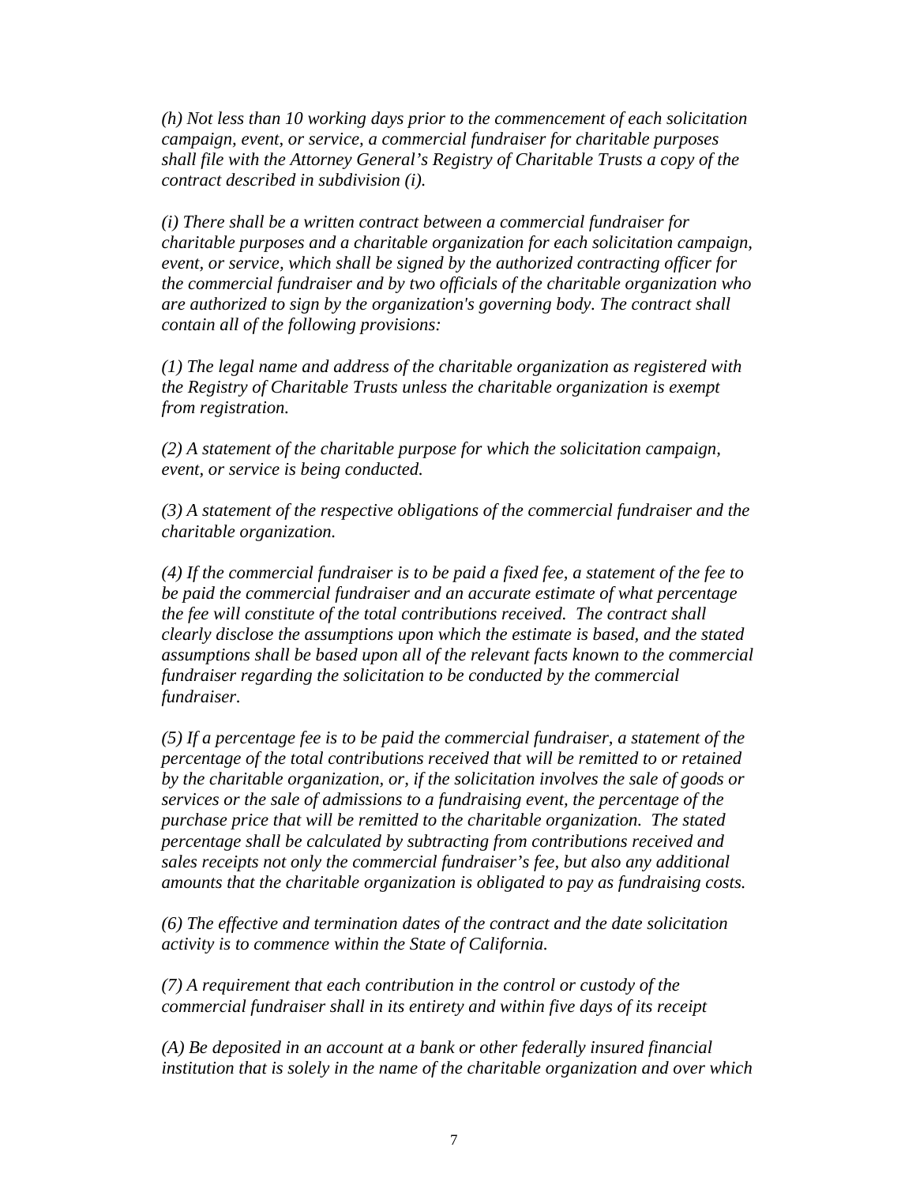*(h) Not less than 10 working days prior to the commencement of each solicitation campaign, event, or service, a commercial fundraiser for charitable purposes shall file with the Attorney General's Registry of Charitable Trusts a copy of the contract described in subdivision (i).*

*(i) There shall be a written contract between a commercial fundraiser for charitable purposes and a charitable organization for each solicitation campaign, event, or service, which shall be signed by the authorized contracting officer for the commercial fundraiser and by two officials of the charitable organization who are authorized to sign by the organization's governing body. The contract shall contain all of the following provisions:*

*(1) The legal name and address of the charitable organization as registered with the Registry of Charitable Trusts unless the charitable organization is exempt from registration.*

*(2) A statement of the charitable purpose for which the solicitation campaign, event, or service is being conducted.*

*(3) A statement of the respective obligations of the commercial fundraiser and the charitable organization.*

*(4) If the commercial fundraiser is to be paid a fixed fee, a statement of the fee to be paid the commercial fundraiser and an accurate estimate of what percentage the fee will constitute of the total contributions received. The contract shall clearly disclose the assumptions upon which the estimate is based, and the stated assumptions shall be based upon all of the relevant facts known to the commercial fundraiser regarding the solicitation to be conducted by the commercial fundraiser.*

*(5) If a percentage fee is to be paid the commercial fundraiser, a statement of the percentage of the total contributions received that will be remitted to or retained by the charitable organization, or, if the solicitation involves the sale of goods or services or the sale of admissions to a fundraising event, the percentage of the purchase price that will be remitted to the charitable organization. The stated percentage shall be calculated by subtracting from contributions received and sales receipts not only the commercial fundraiser's fee, but also any additional amounts that the charitable organization is obligated to pay as fundraising costs.*

*(6) The effective and termination dates of the contract and the date solicitation activity is to commence within the State of California.*

*(7) A requirement that each contribution in the control or custody of the commercial fundraiser shall in its entirety and within five days of its receipt*

*(A) Be deposited in an account at a bank or other federally insured financial institution that is solely in the name of the charitable organization and over which*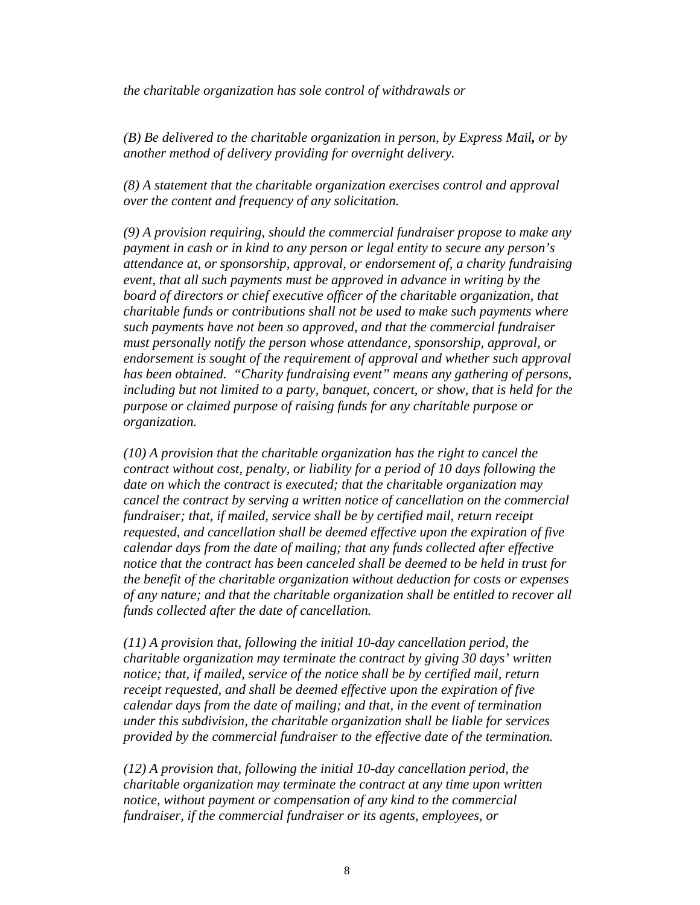*the charitable organization has sole control of withdrawals or*

*(B) Be delivered to the charitable organization in person, by Express Mail**,** or by another method of delivery providing for overnight delivery.*

*(8) A statement that the charitable organization exercises control and approval over the content and frequency of any solicitation.*

*(9) A provision requiring, should the commercial fundraiser propose to make any payment in cash or in kind to any person or legal entity to secure any person's attendance at, or sponsorship, approval, or endorsement of, a charity fundraising event, that all such payments must be approved in advance in writing by the board of directors or chief executive officer of the charitable organization, that charitable funds or contributions shall not be used to make such payments where such payments have not been so approved, and that the commercial fundraiser must personally notify the person whose attendance, sponsorship, approval, or endorsement is sought of the requirement of approval and whether such approval has been obtained. "Charity fundraising event" means any gathering of persons, including but not limited to a party, banquet, concert, or show, that is held for the purpose or claimed purpose of raising funds for any charitable purpose or organization.*

*(10) A provision that the charitable organization has the right to cancel the contract without cost, penalty, or liability for a period of 10 days following the date on which the contract is executed; that the charitable organization may cancel the contract by serving a written notice of cancellation on the commercial fundraiser; that, if mailed, service shall be by certified mail, return receipt requested, and cancellation shall be deemed effective upon the expiration of five calendar days from the date of mailing; that any funds collected after effective notice that the contract has been canceled shall be deemed to be held in trust for the benefit of the charitable organization without deduction for costs or expenses of any nature; and that the charitable organization shall be entitled to recover all funds collected after the date of cancellation.*

*(11) A provision that, following the initial 10-day cancellation period, the charitable organization may terminate the contract by giving 30 days' written notice; that, if mailed, service of the notice shall be by certified mail, return receipt requested, and shall be deemed effective upon the expiration of five calendar days from the date of mailing; and that, in the event of termination under this subdivision, the charitable organization shall be liable for services provided by the commercial fundraiser to the effective date of the termination.*

*(12) A provision that, following the initial 10-day cancellation period, the charitable organization may terminate the contract at any time upon written notice, without payment or compensation of any kind to the commercial fundraiser, if the commercial fundraiser or its agents, employees, or*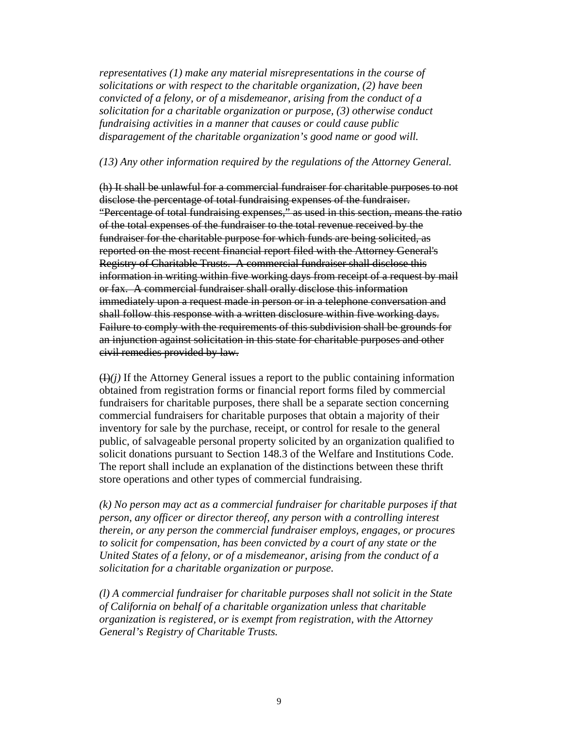*representatives (1) make any material misrepresentations in the course of solicitations or with respect to the charitable organization, (2) have been convicted of a felony, or of a misdemeanor, arising from the conduct of a solicitation for a charitable organization or purpose, (3) otherwise conduct fundraising activities in a manner that causes or could cause public disparagement of the charitable organization's good name or good will.*

*(13) Any other information required by the regulations of the Attorney General.*

~~(h) It shall be unlawful for a commercial fundraiser for charitable purposes to not disclose the percentage of total fundraising expenses of the fundraiser. "Percentage of total fundraising expenses," as used in this section, means the ratio of the total expenses of the fundraiser to the total revenue received by the fundraiser for the charitable purpose for which funds are being solicited, as reported on the most recent financial report filed with the Attorney General's Registry of Charitable Trusts. A commercial fundraiser shall disclose this information in writing within five working days from receipt of a request by mail or fax. A commercial fundraiser shall orally disclose this information immediately upon a request made in person or in a telephone conversation and shall follow this response with a written disclosure within five working days. Failure to comply with the requirements of this subdivision shall be grounds for an injunction against solicitation in this state for charitable purposes and other civil remedies provided by law.~~

~~(I)~~*(j)* If the Attorney General issues a report to the public containing information obtained from registration forms or financial report forms filed by commercial fundraisers for charitable purposes, there shall be a separate section concerning commercial fundraisers for charitable purposes that obtain a majority of their inventory for sale by the purchase, receipt, or control for resale to the general public, of salvageable personal property solicited by an organization qualified to solicit donations pursuant to Section 148.3 of the Welfare and Institutions Code. The report shall include an explanation of the distinctions between these thrift store operations and other types of commercial fundraising.

*(k) No person may act as a commercial fundraiser for charitable purposes if that person, any officer or director thereof, any person with a controlling interest therein, or any person the commercial fundraiser employs, engages, or procures to solicit for compensation, has been convicted by a court of any state or the United States of a felony, or of a misdemeanor, arising from the conduct of a solicitation for a charitable organization or purpose.*

*(l) A commercial fundraiser for charitable purposes shall not solicit in the State of California on behalf of a charitable organization unless that charitable organization is registered, or is exempt from registration, with the Attorney General's Registry of Charitable Trusts.*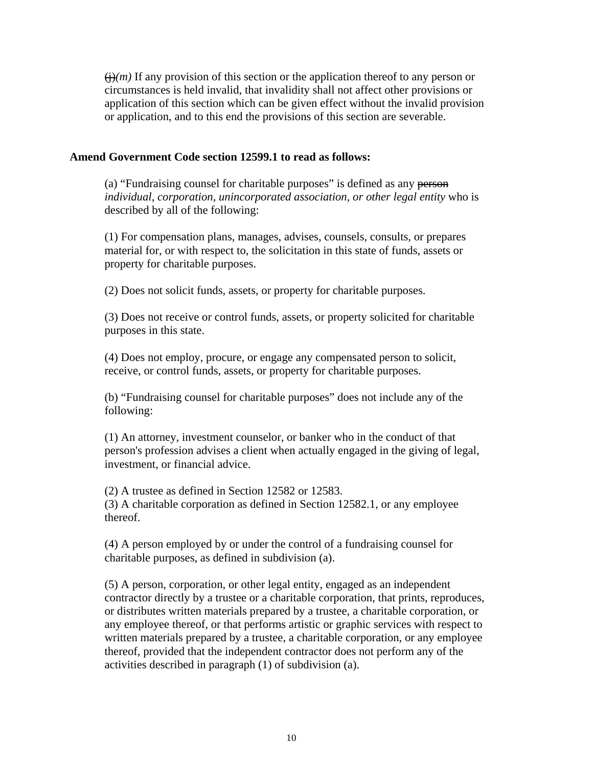~~(j)~~*(m)* If any provision of this section or the application thereof to any person or circumstances is held invalid, that invalidity shall not affect other provisions or application of this section which can be given effect without the invalid provision or application, and to this end the provisions of this section are severable.

**Amend Government Code section 12599.1 to read as follows:**

(a) "Fundraising counsel for charitable purposes" is defined as any ~~person~~ *individual, corporation, unincorporated association, or other legal entity* who is described by all of the following:

(1) For compensation plans, manages, advises, counsels, consults, or prepares material for, or with respect to, the solicitation in this state of funds, assets or property for charitable purposes.

(2) Does not solicit funds, assets, or property for charitable purposes.

(3) Does not receive or control funds, assets, or property solicited for charitable purposes in this state.

(4) Does not employ, procure, or engage any compensated person to solicit, receive, or control funds, assets, or property for charitable purposes.

(b) "Fundraising counsel for charitable purposes" does not include any of the following:

(1) An attorney, investment counselor, or banker who in the conduct of that person's profession advises a client when actually engaged in the giving of legal, investment, or financial advice.

(2) A trustee as defined in Section 12582 or 12583.
(3) A charitable corporation as defined in Section 12582.1, or any employee thereof.

(4) A person employed by or under the control of a fundraising counsel for charitable purposes, as defined in subdivision (a).

(5) A person, corporation, or other legal entity, engaged as an independent contractor directly by a trustee or a charitable corporation, that prints, reproduces, or distributes written materials prepared by a trustee, a charitable corporation, or any employee thereof, or that performs artistic or graphic services with respect to written materials prepared by a trustee, a charitable corporation, or any employee thereof, provided that the independent contractor does not perform any of the activities described in paragraph (1) of subdivision (a).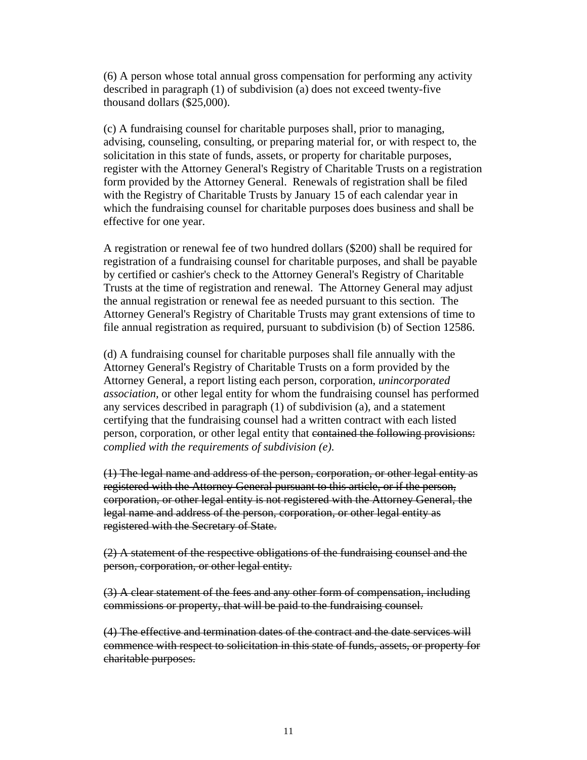(6) A person whose total annual gross compensation for performing any activity described in paragraph (1) of subdivision (a) does not exceed twenty-five thousand dollars ($25,000).

(c) A fundraising counsel for charitable purposes shall, prior to managing, advising, counseling, consulting, or preparing material for, or with respect to, the solicitation in this state of funds, assets, or property for charitable purposes, register with the Attorney General's Registry of Charitable Trusts on a registration form provided by the Attorney General. Renewals of registration shall be filed with the Registry of Charitable Trusts by January 15 of each calendar year in which the fundraising counsel for charitable purposes does business and shall be effective for one year.

A registration or renewal fee of two hundred dollars ($200) shall be required for registration of a fundraising counsel for charitable purposes, and shall be payable by certified or cashier's check to the Attorney General's Registry of Charitable Trusts at the time of registration and renewal. The Attorney General may adjust the annual registration or renewal fee as needed pursuant to this section. The Attorney General's Registry of Charitable Trusts may grant extensions of time to file annual registration as required, pursuant to subdivision (b) of Section 12586.

(d) A fundraising counsel for charitable purposes shall file annually with the Attorney General's Registry of Charitable Trusts on a form provided by the Attorney General, a report listing each person, corporation, *unincorporated association,* or other legal entity for whom the fundraising counsel has performed any services described in paragraph (1) of subdivision (a), and a statement certifying that the fundraising counsel had a written contract with each listed person, corporation, or other legal entity that ~~contained the following provisions:~~ *complied with the requirements of subdivision (e).*

~~(1) The legal name and address of the person, corporation, or other legal entity as registered with the Attorney General pursuant to this article, or if the person, corporation, or other legal entity is not registered with the Attorney General, the legal name and address of the person, corporation, or other legal entity as registered with the Secretary of State.~~

~~(2) A statement of the respective obligations of the fundraising counsel and the person, corporation, or other legal entity.~~

~~(3) A clear statement of the fees and any other form of compensation, including commissions or property, that will be paid to the fundraising counsel.~~

~~(4) The effective and termination dates of the contract and the date services will commence with respect to solicitation in this state of funds, assets, or property for charitable purposes.~~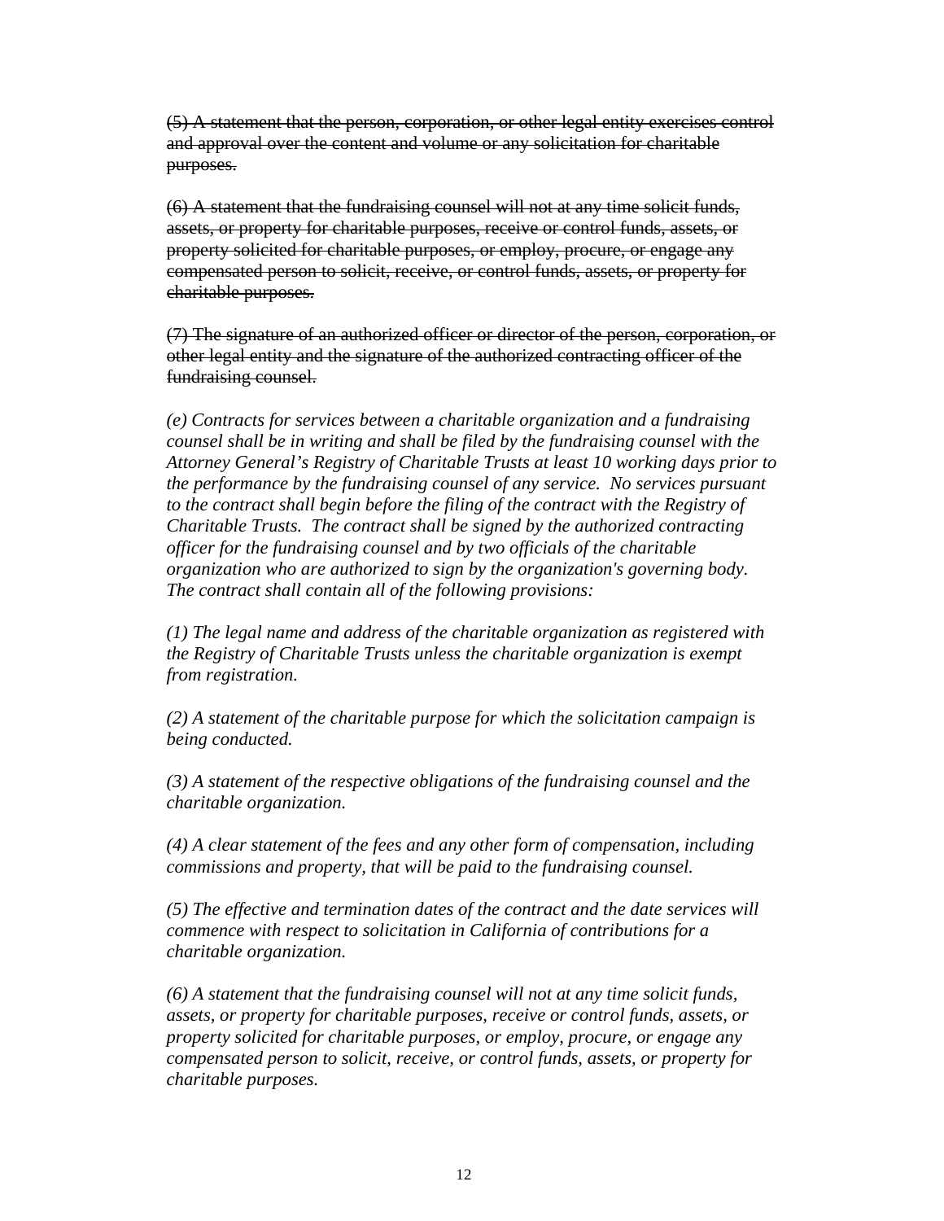~~(5) A statement that the person, corporation, or other legal entity exercises control and approval over the content and volume or any solicitation for charitable purposes.~~

~~(6) A statement that the fundraising counsel will not at any time solicit funds, assets, or property for charitable purposes, receive or control funds, assets, or property solicited for charitable purposes, or employ, procure, or engage any compensated person to solicit, receive, or control funds, assets, or property for charitable purposes.~~

~~(7) The signature of an authorized officer or director of the person, corporation, or other legal entity and the signature of the authorized contracting officer of the fundraising counsel.~~

*(e) Contracts for services between a charitable organization and a fundraising counsel shall be in writing and shall be filed by the fundraising counsel with the Attorney General's Registry of Charitable Trusts at least 10 working days prior to the performance by the fundraising counsel of any service. No services pursuant to the contract shall begin before the filing of the contract with the Registry of Charitable Trusts. The contract shall be signed by the authorized contracting officer for the fundraising counsel and by two officials of the charitable organization who are authorized to sign by the organization's governing body. The contract shall contain all of the following provisions:*

*(1) The legal name and address of the charitable organization as registered with the Registry of Charitable Trusts unless the charitable organization is exempt from registration.*

*(2) A statement of the charitable purpose for which the solicitation campaign is being conducted.*

*(3) A statement of the respective obligations of the fundraising counsel and the charitable organization.*

*(4) A clear statement of the fees and any other form of compensation, including commissions and property, that will be paid to the fundraising counsel.*

*(5) The effective and termination dates of the contract and the date services will commence with respect to solicitation in California of contributions for a charitable organization.*

*(6) A statement that the fundraising counsel will not at any time solicit funds, assets, or property for charitable purposes, receive or control funds, assets, or property solicited for charitable purposes, or employ, procure, or engage any compensated person to solicit, receive, or control funds, assets, or property for charitable purposes.*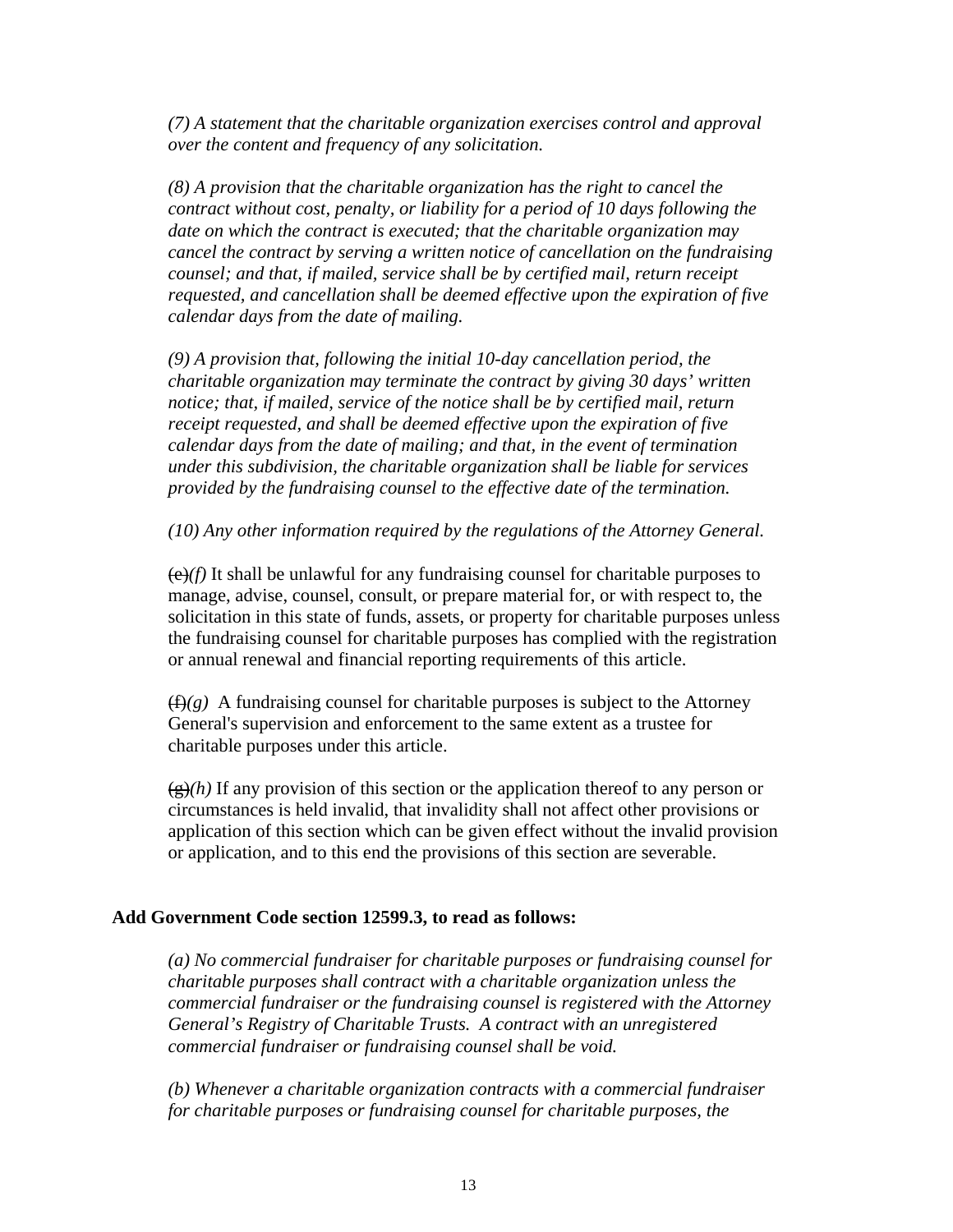*(7) A statement that the charitable organization exercises control and approval over the content and frequency of any solicitation.*

*(8) A provision that the charitable organization has the right to cancel the contract without cost, penalty, or liability for a period of 10 days following the date on which the contract is executed; that the charitable organization may cancel the contract by serving a written notice of cancellation on the fundraising counsel; and that, if mailed, service shall be by certified mail, return receipt requested, and cancellation shall be deemed effective upon the expiration of five calendar days from the date of mailing.*

*(9) A provision that, following the initial 10-day cancellation period, the charitable organization may terminate the contract by giving 30 days' written notice; that, if mailed, service of the notice shall be by certified mail, return receipt requested, and shall be deemed effective upon the expiration of five calendar days from the date of mailing; and that, in the event of termination under this subdivision, the charitable organization shall be liable for services provided by the fundraising counsel to the effective date of the termination.*

*(10) Any other information required by the regulations of the Attorney General.*

~~(e)~~*(f)* It shall be unlawful for any fundraising counsel for charitable purposes to manage, advise, counsel, consult, or prepare material for, or with respect to, the solicitation in this state of funds, assets, or property for charitable purposes unless the fundraising counsel for charitable purposes has complied with the registration or annual renewal and financial reporting requirements of this article.

~~(f)~~*(g)* A fundraising counsel for charitable purposes is subject to the Attorney General's supervision and enforcement to the same extent as a trustee for charitable purposes under this article.

~~(g)~~*(h)* If any provision of this section or the application thereof to any person or circumstances is held invalid, that invalidity shall not affect other provisions or application of this section which can be given effect without the invalid provision or application, and to this end the provisions of this section are severable.

**Add Government Code section 12599.3, to read as follows:**

*(a) No commercial fundraiser for charitable purposes or fundraising counsel for charitable purposes shall contract with a charitable organization unless the commercial fundraiser or the fundraising counsel is registered with the Attorney General's Registry of Charitable Trusts. A contract with an unregistered commercial fundraiser or fundraising counsel shall be void.*

*(b) Whenever a charitable organization contracts with a commercial fundraiser for charitable purposes or fundraising counsel for charitable purposes, the*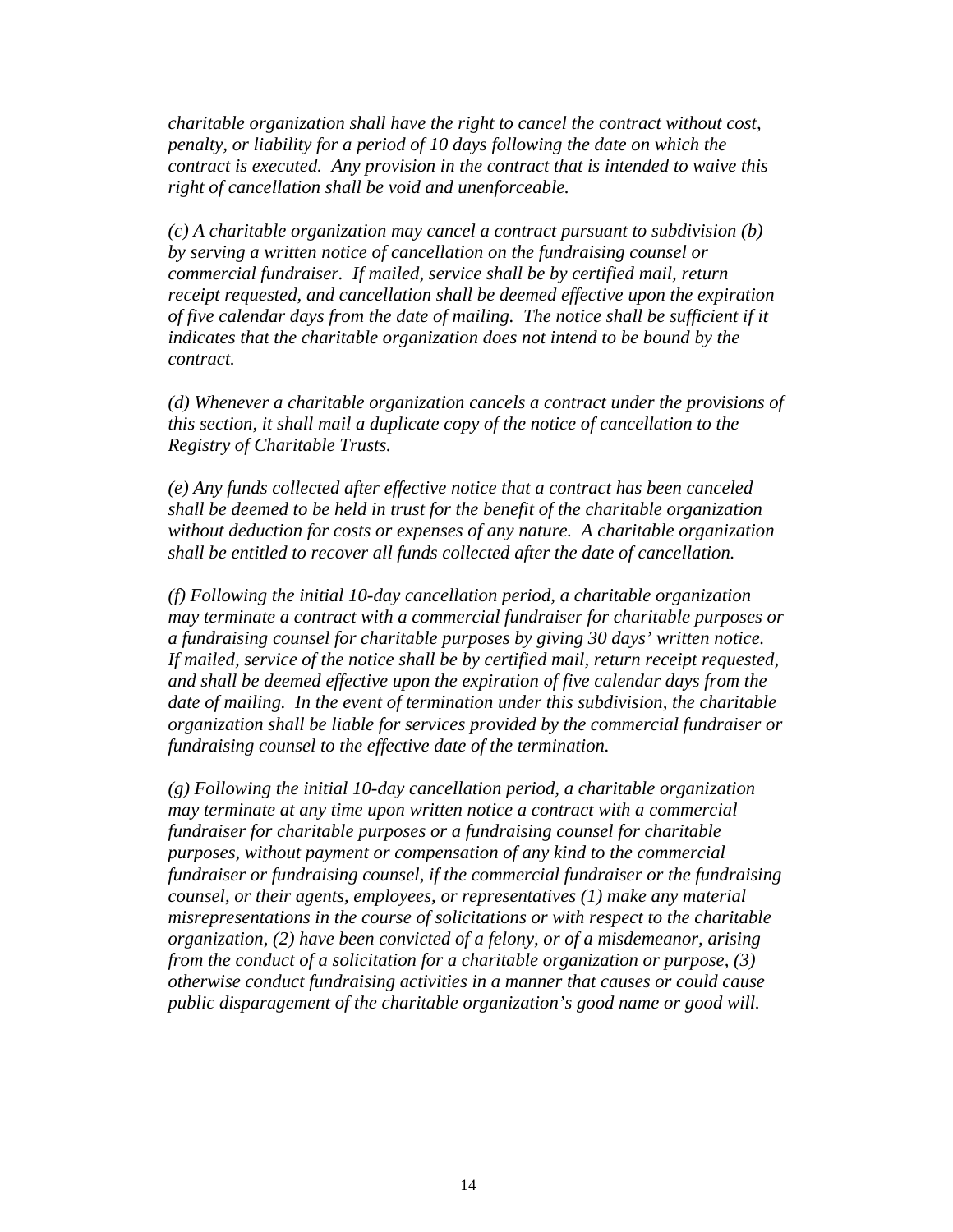*charitable organization shall have the right to cancel the contract without cost, penalty, or liability for a period of 10 days following the date on which the contract is executed. Any provision in the contract that is intended to waive this right of cancellation shall be void and unenforceable.*

*(c) A charitable organization may cancel a contract pursuant to subdivision (b) by serving a written notice of cancellation on the fundraising counsel or commercial fundraiser. If mailed, service shall be by certified mail, return receipt requested, and cancellation shall be deemed effective upon the expiration of five calendar days from the date of mailing. The notice shall be sufficient if it indicates that the charitable organization does not intend to be bound by the contract.*

*(d) Whenever a charitable organization cancels a contract under the provisions of this section, it shall mail a duplicate copy of the notice of cancellation to the Registry of Charitable Trusts.*

*(e) Any funds collected after effective notice that a contract has been canceled shall be deemed to be held in trust for the benefit of the charitable organization without deduction for costs or expenses of any nature. A charitable organization shall be entitled to recover all funds collected after the date of cancellation.*

*(f) Following the initial 10-day cancellation period, a charitable organization may terminate a contract with a commercial fundraiser for charitable purposes or a fundraising counsel for charitable purposes by giving 30 days' written notice. If mailed, service of the notice shall be by certified mail, return receipt requested, and shall be deemed effective upon the expiration of five calendar days from the date of mailing. In the event of termination under this subdivision, the charitable organization shall be liable for services provided by the commercial fundraiser or fundraising counsel to the effective date of the termination.*

*(g) Following the initial 10-day cancellation period, a charitable organization may terminate at any time upon written notice a contract with a commercial fundraiser for charitable purposes or a fundraising counsel for charitable purposes, without payment or compensation of any kind to the commercial fundraiser or fundraising counsel, if the commercial fundraiser or the fundraising counsel, or their agents, employees, or representatives (1) make any material misrepresentations in the course of solicitations or with respect to the charitable organization, (2) have been convicted of a felony, or of a misdemeanor, arising from the conduct of a solicitation for a charitable organization or purpose, (3) otherwise conduct fundraising activities in a manner that causes or could cause public disparagement of the charitable organization's good name or good will.*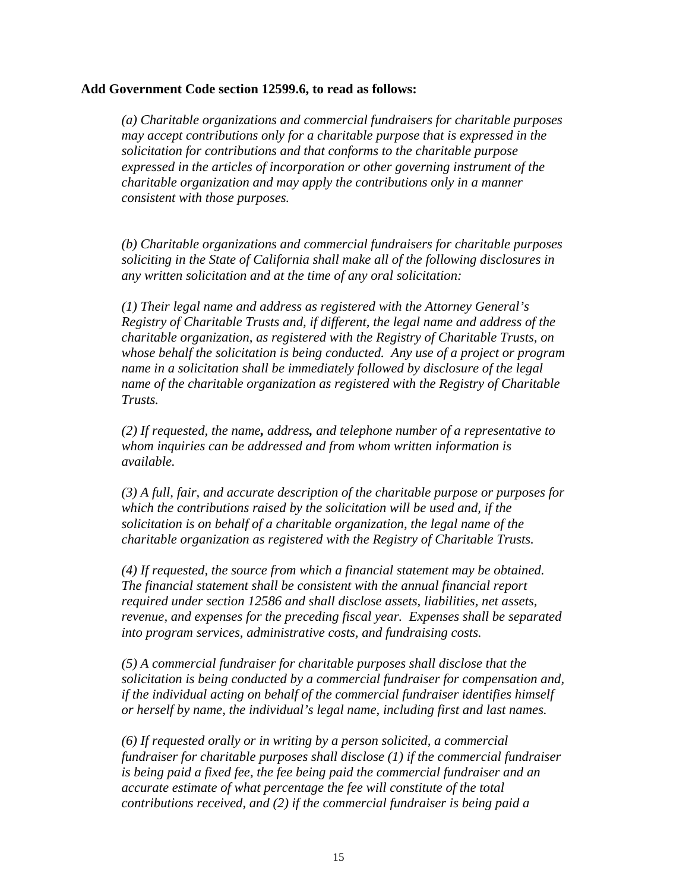**Add Government Code section 12599.6, to read as follows:**

*(a) Charitable organizations and commercial fundraisers for charitable purposes may accept contributions only for a charitable purpose that is expressed in the solicitation for contributions and that conforms to the charitable purpose expressed in the articles of incorporation or other governing instrument of the charitable organization and may apply the contributions only in a manner consistent with those purposes.*

*(b) Charitable organizations and commercial fundraisers for charitable purposes soliciting in the State of California shall make all of the following disclosures in any written solicitation and at the time of any oral solicitation:*

*(1) Their legal name and address as registered with the Attorney General's Registry of Charitable Trusts and, if different, the legal name and address of the charitable organization, as registered with the Registry of Charitable Trusts, on whose behalf the solicitation is being conducted. Any use of a project or program name in a solicitation shall be immediately followed by disclosure of the legal name of the charitable organization as registered with the Registry of Charitable Trusts.*

*(2) If requested, the name**,** address**,** and telephone number of a representative to whom inquiries can be addressed and from whom written information is available.*

*(3) A full, fair, and accurate description of the charitable purpose or purposes for which the contributions raised by the solicitation will be used and, if the solicitation is on behalf of a charitable organization, the legal name of the charitable organization as registered with the Registry of Charitable Trusts.*

*(4) If requested, the source from which a financial statement may be obtained. The financial statement shall be consistent with the annual financial report required under section 12586 and shall disclose assets, liabilities, net assets, revenue, and expenses for the preceding fiscal year. Expenses shall be separated into program services, administrative costs, and fundraising costs.*

*(5) A commercial fundraiser for charitable purposes shall disclose that the solicitation is being conducted by a commercial fundraiser for compensation and, if the individual acting on behalf of the commercial fundraiser identifies himself or herself by name, the individual's legal name, including first and last names.*

*(6) If requested orally or in writing by a person solicited, a commercial fundraiser for charitable purposes shall disclose (1) if the commercial fundraiser is being paid a fixed fee, the fee being paid the commercial fundraiser and an accurate estimate of what percentage the fee will constitute of the total contributions received, and (2) if the commercial fundraiser is being paid a*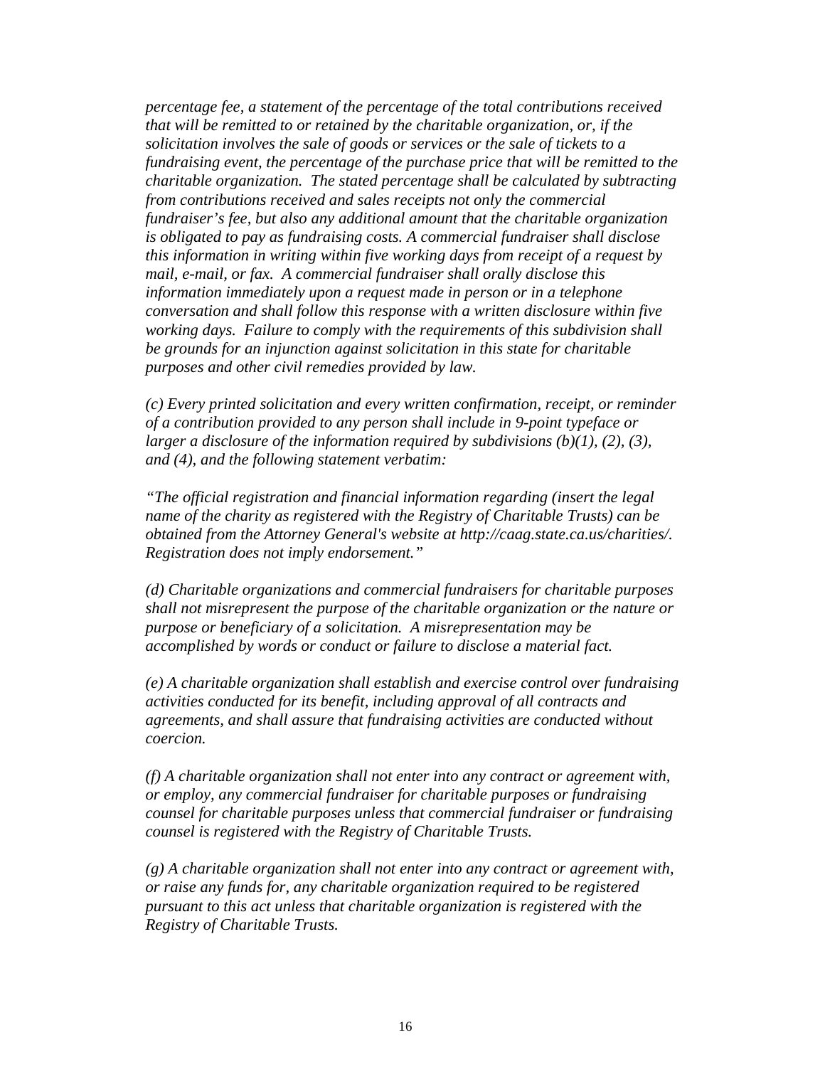*percentage fee, a statement of the percentage of the total contributions received that will be remitted to or retained by the charitable organization, or, if the solicitation involves the sale of goods or services or the sale of tickets to a fundraising event, the percentage of the purchase price that will be remitted to the charitable organization. The stated percentage shall be calculated by subtracting from contributions received and sales receipts not only the commercial fundraiser's fee, but also any additional amount that the charitable organization is obligated to pay as fundraising costs. A commercial fundraiser shall disclose this information in writing within five working days from receipt of a request by mail, e-mail, or fax. A commercial fundraiser shall orally disclose this information immediately upon a request made in person or in a telephone conversation and shall follow this response with a written disclosure within five working days. Failure to comply with the requirements of this subdivision shall be grounds for an injunction against solicitation in this state for charitable purposes and other civil remedies provided by law.*

*(c) Every printed solicitation and every written confirmation, receipt, or reminder of a contribution provided to any person shall include in 9-point typeface or larger a disclosure of the information required by subdivisions (b)(1), (2), (3), and (4), and the following statement verbatim:*

*"The official registration and financial information regarding (insert the legal name of the charity as registered with the Registry of Charitable Trusts) can be obtained from the Attorney General's website at http://caag.state.ca.us/charities/. Registration does not imply endorsement."*

*(d) Charitable organizations and commercial fundraisers for charitable purposes shall not misrepresent the purpose of the charitable organization or the nature or purpose or beneficiary of a solicitation. A misrepresentation may be accomplished by words or conduct or failure to disclose a material fact.*

*(e) A charitable organization shall establish and exercise control over fundraising activities conducted for its benefit, including approval of all contracts and agreements, and shall assure that fundraising activities are conducted without coercion.*

*(f) A charitable organization shall not enter into any contract or agreement with, or employ, any commercial fundraiser for charitable purposes or fundraising counsel for charitable purposes unless that commercial fundraiser or fundraising counsel is registered with the Registry of Charitable Trusts.*

*(g) A charitable organization shall not enter into any contract or agreement with, or raise any funds for, any charitable organization required to be registered pursuant to this act unless that charitable organization is registered with the Registry of Charitable Trusts.*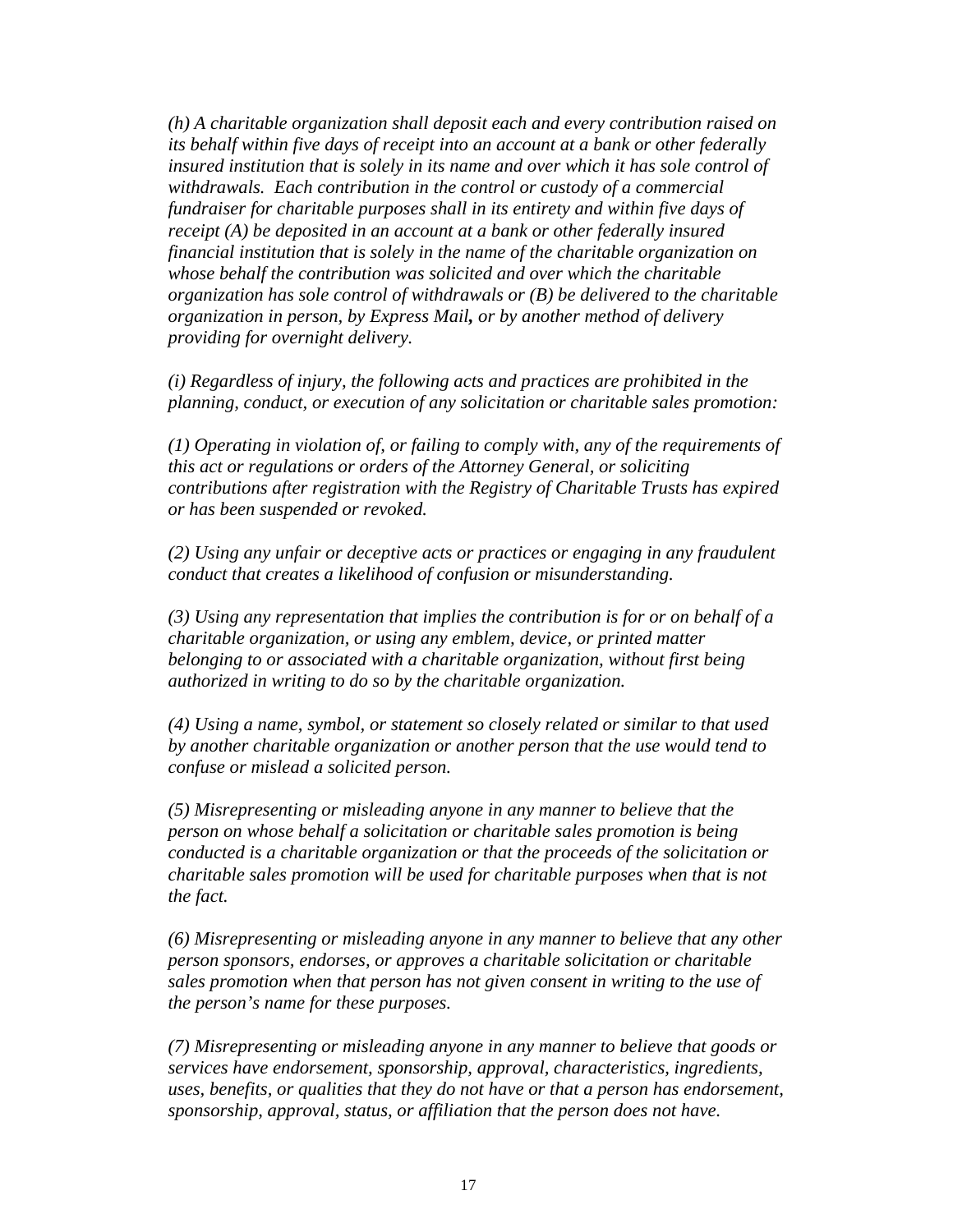*(h) A charitable organization shall deposit each and every contribution raised on its behalf within five days of receipt into an account at a bank or other federally insured institution that is solely in its name and over which it has sole control of withdrawals. Each contribution in the control or custody of a commercial fundraiser for charitable purposes shall in its entirety and within five days of receipt (A) be deposited in an account at a bank or other federally insured financial institution that is solely in the name of the charitable organization on whose behalf the contribution was solicited and over which the charitable organization has sole control of withdrawals or (B) be delivered to the charitable organization in person, by Express Mail**,** or by another method of delivery providing for overnight delivery.*

*(i) Regardless of injury, the following acts and practices are prohibited in the planning, conduct, or execution of any solicitation or charitable sales promotion:*

*(1) Operating in violation of, or failing to comply with, any of the requirements of this act or regulations or orders of the Attorney General, or soliciting contributions after registration with the Registry of Charitable Trusts has expired or has been suspended or revoked.*

*(2) Using any unfair or deceptive acts or practices or engaging in any fraudulent conduct that creates a likelihood of confusion or misunderstanding.*

*(3) Using any representation that implies the contribution is for or on behalf of a charitable organization, or using any emblem, device, or printed matter belonging to or associated with a charitable organization, without first being authorized in writing to do so by the charitable organization.*

*(4) Using a name, symbol, or statement so closely related or similar to that used by another charitable organization or another person that the use would tend to confuse or mislead a solicited person.*

*(5) Misrepresenting or misleading anyone in any manner to believe that the person on whose behalf a solicitation or charitable sales promotion is being conducted is a charitable organization or that the proceeds of the solicitation or charitable sales promotion will be used for charitable purposes when that is not the fact.*

*(6) Misrepresenting or misleading anyone in any manner to believe that any other person sponsors, endorses, or approves a charitable solicitation or charitable sales promotion when that person has not given consent in writing to the use of the person's name for these purposes.*

*(7) Misrepresenting or misleading anyone in any manner to believe that goods or services have endorsement, sponsorship, approval, characteristics, ingredients, uses, benefits, or qualities that they do not have or that a person has endorsement, sponsorship, approval, status, or affiliation that the person does not have.*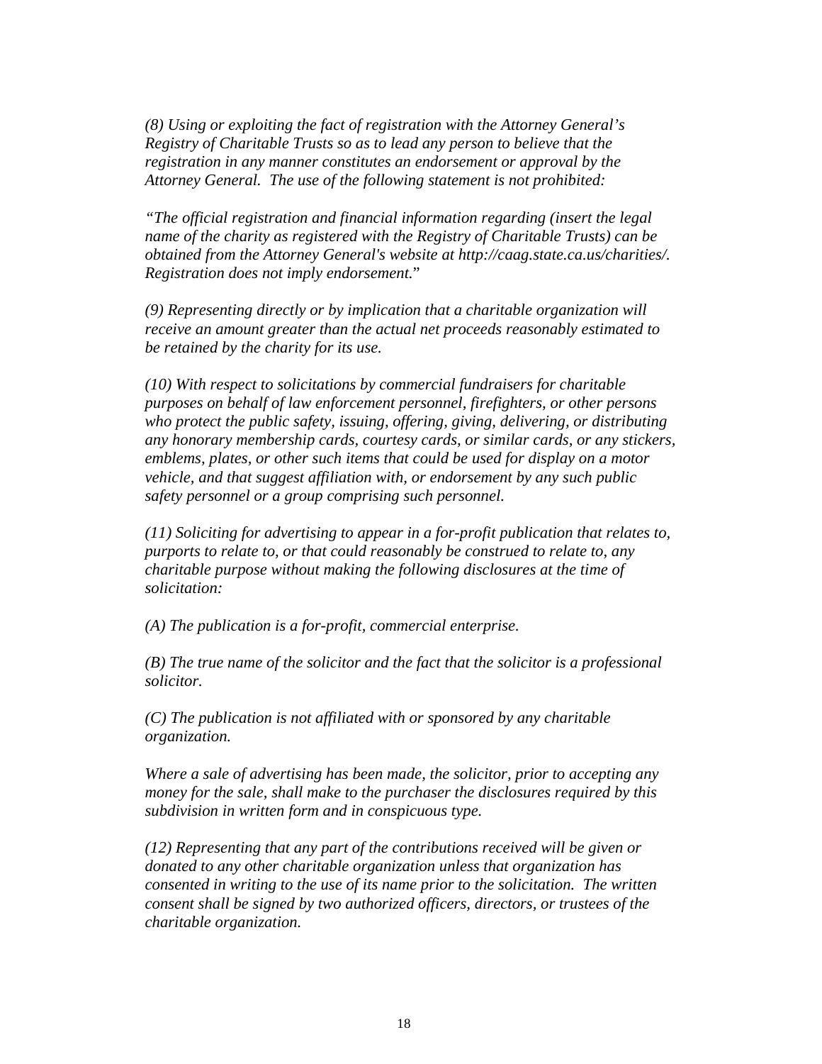*(8) Using or exploiting the fact of registration with the Attorney General's Registry of Charitable Trusts so as to lead any person to believe that the registration in any manner constitutes an endorsement or approval by the Attorney General. The use of the following statement is not prohibited:*

*"The official registration and financial information regarding (insert the legal name of the charity as registered with the Registry of Charitable Trusts) can be obtained from the Attorney General's website at http://caag.state.ca.us/charities/. Registration does not imply endorsement."*

*(9) Representing directly or by implication that a charitable organization will receive an amount greater than the actual net proceeds reasonably estimated to be retained by the charity for its use.*

*(10) With respect to solicitations by commercial fundraisers for charitable purposes on behalf of law enforcement personnel, firefighters, or other persons who protect the public safety, issuing, offering, giving, delivering, or distributing any honorary membership cards, courtesy cards, or similar cards, or any stickers, emblems, plates, or other such items that could be used for display on a motor vehicle, and that suggest affiliation with, or endorsement by any such public safety personnel or a group comprising such personnel.*

*(11) Soliciting for advertising to appear in a for-profit publication that relates to, purports to relate to, or that could reasonably be construed to relate to, any charitable purpose without making the following disclosures at the time of solicitation:*

*(A) The publication is a for-profit, commercial enterprise.*

*(B) The true name of the solicitor and the fact that the solicitor is a professional solicitor.*

*(C) The publication is not affiliated with or sponsored by any charitable organization.*

*Where a sale of advertising has been made, the solicitor, prior to accepting any money for the sale, shall make to the purchaser the disclosures required by this subdivision in written form and in conspicuous type.*

*(12) Representing that any part of the contributions received will be given or donated to any other charitable organization unless that organization has consented in writing to the use of its name prior to the solicitation. The written consent shall be signed by two authorized officers, directors, or trustees of the charitable organization.*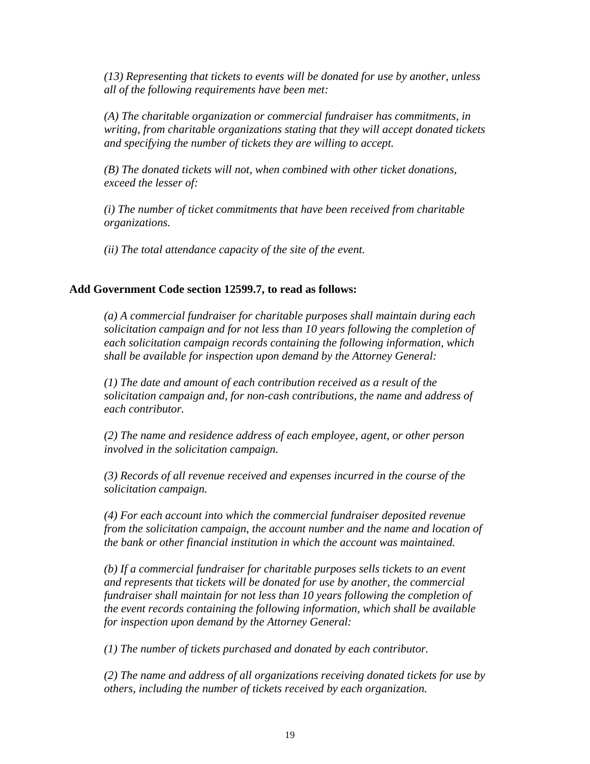*(13) Representing that tickets to events will be donated for use by another, unless all of the following requirements have been met:*

*(A) The charitable organization or commercial fundraiser has commitments, in writing, from charitable organizations stating that they will accept donated tickets and specifying the number of tickets they are willing to accept.*

*(B) The donated tickets will not, when combined with other ticket donations, exceed the lesser of:*

*(i) The number of ticket commitments that have been received from charitable organizations.*

*(ii) The total attendance capacity of the site of the event.*

**Add Government Code section 12599.7, to read as follows:**

*(a) A commercial fundraiser for charitable purposes shall maintain during each solicitation campaign and for not less than 10 years following the completion of each solicitation campaign records containing the following information, which shall be available for inspection upon demand by the Attorney General:*

*(1) The date and amount of each contribution received as a result of the solicitation campaign and, for non-cash contributions, the name and address of each contributor.*

*(2) The name and residence address of each employee, agent, or other person involved in the solicitation campaign.*

*(3) Records of all revenue received and expenses incurred in the course of the solicitation campaign.*

*(4) For each account into which the commercial fundraiser deposited revenue from the solicitation campaign, the account number and the name and location of the bank or other financial institution in which the account was maintained.*

*(b) If a commercial fundraiser for charitable purposes sells tickets to an event and represents that tickets will be donated for use by another, the commercial fundraiser shall maintain for not less than 10 years following the completion of the event records containing the following information, which shall be available for inspection upon demand by the Attorney General:*

*(1) The number of tickets purchased and donated by each contributor.*

*(2) The name and address of all organizations receiving donated tickets for use by others, including the number of tickets received by each organization.*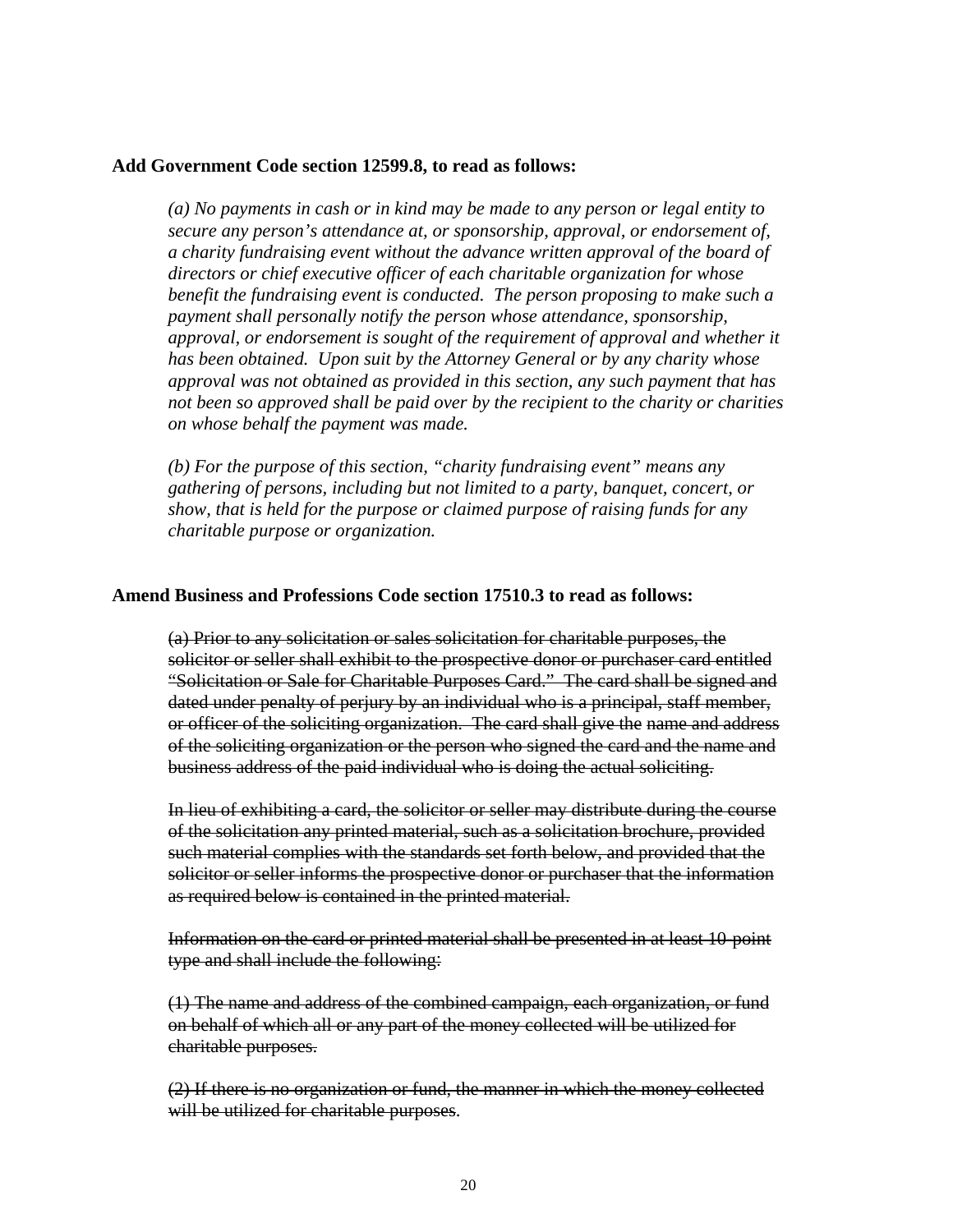**Add Government Code section 12599.8, to read as follows:**

*(a) No payments in cash or in kind may be made to any person or legal entity to secure any person's attendance at, or sponsorship, approval, or endorsement of, a charity fundraising event without the advance written approval of the board of directors or chief executive officer of each charitable organization for whose benefit the fundraising event is conducted. The person proposing to make such a payment shall personally notify the person whose attendance, sponsorship, approval, or endorsement is sought of the requirement of approval and whether it has been obtained. Upon suit by the Attorney General or by any charity whose approval was not obtained as provided in this section, any such payment that has not been so approved shall be paid over by the recipient to the charity or charities on whose behalf the payment was made.*

*(b) For the purpose of this section, "charity fundraising event" means any gathering of persons, including but not limited to a party, banquet, concert, or show, that is held for the purpose or claimed purpose of raising funds for any charitable purpose or organization.*

**Amend Business and Professions Code section 17510.3 to read as follows:**

~~(a) Prior to any solicitation or sales solicitation for charitable purposes, the solicitor or seller shall exhibit to the prospective donor or purchaser card entitled "Solicitation or Sale for Charitable Purposes Card." The card shall be signed and dated under penalty of perjury by an individual who is a principal, staff member, or officer of the soliciting organization. The card shall give the name and address of the soliciting organization or the person who signed the card and the name and business address of the paid individual who is doing the actual soliciting.~~

~~In lieu of exhibiting a card, the solicitor or seller may distribute during the course of the solicitation any printed material, such as a solicitation brochure, provided such material complies with the standards set forth below, and provided that the solicitor or seller informs the prospective donor or purchaser that the information as required below is contained in the printed material.~~

~~Information on the card or printed material shall be presented in at least 10-point type and shall include the following:~~

~~(1) The name and address of the combined campaign, each organization, or fund on behalf of which all or any part of the money collected will be utilized for charitable purposes.~~

~~(2) If there is no organization or fund, the manner in which the money collected will be utilized for charitable purposes.~~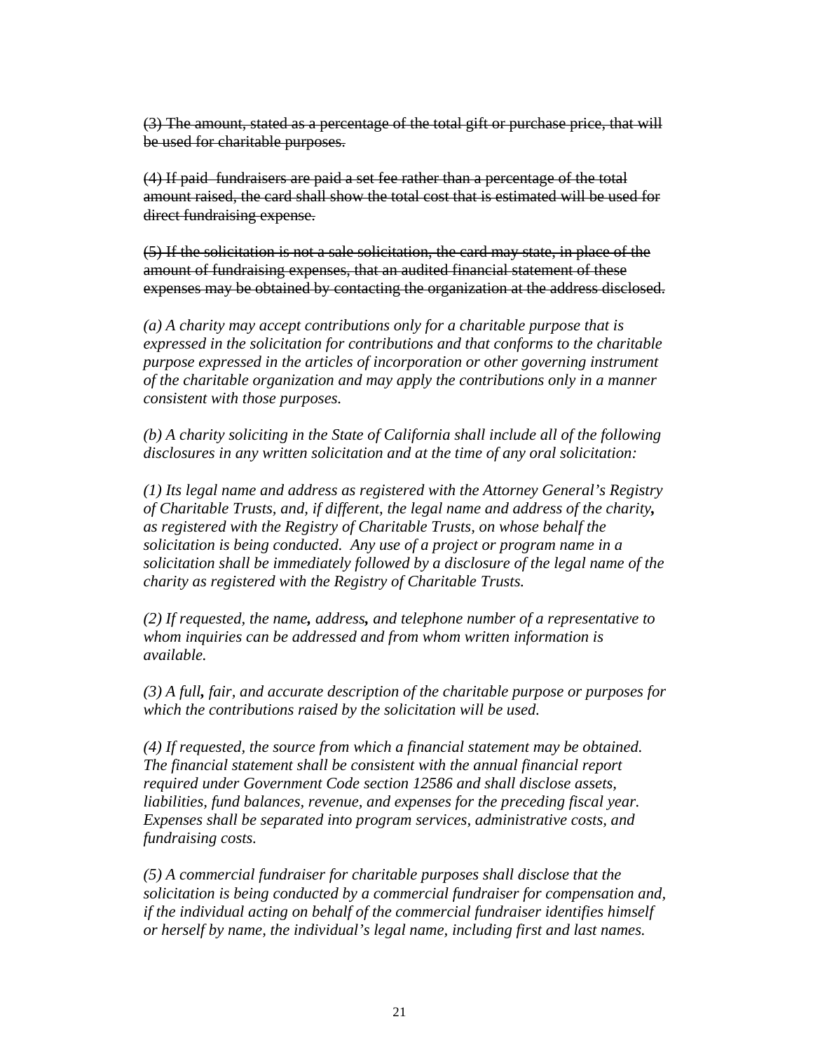~~(3) The amount, stated as a percentage of the total gift or purchase price, that will be used for charitable purposes.~~

~~(4) If paid fundraisers are paid a set fee rather than a percentage of the total amount raised, the card shall show the total cost that is estimated will be used for direct fundraising expense.~~

~~(5) If the solicitation is not a sale solicitation, the card may state, in place of the amount of fundraising expenses, that an audited financial statement of these expenses may be obtained by contacting the organization at the address disclosed.~~

*(a) A charity may accept contributions only for a charitable purpose that is expressed in the solicitation for contributions and that conforms to the charitable purpose expressed in the articles of incorporation or other governing instrument of the charitable organization and may apply the contributions only in a manner consistent with those purposes.*

*(b) A charity soliciting in the State of California shall include all of the following disclosures in any written solicitation and at the time of any oral solicitation:*

*(1) Its legal name and address as registered with the Attorney General's Registry of Charitable Trusts, and, if different, the legal name and address of the charity**,** as registered with the Registry of Charitable Trusts, on whose behalf the solicitation is being conducted. Any use of a project or program name in a solicitation shall be immediately followed by a disclosure of the legal name of the charity as registered with the Registry of Charitable Trusts.*

*(2) If requested, the name**,** address**,** and telephone number of a representative to whom inquiries can be addressed and from whom written information is available.*

*(3) A full**,** fair, and accurate description of the charitable purpose or purposes for which the contributions raised by the solicitation will be used.*

*(4) If requested, the source from which a financial statement may be obtained. The financial statement shall be consistent with the annual financial report required under Government Code section 12586 and shall disclose assets, liabilities, fund balances, revenue, and expenses for the preceding fiscal year. Expenses shall be separated into program services, administrative costs, and fundraising costs.*

*(5) A commercial fundraiser for charitable purposes shall disclose that the solicitation is being conducted by a commercial fundraiser for compensation and, if the individual acting on behalf of the commercial fundraiser identifies himself or herself by name, the individual's legal name, including first and last names.*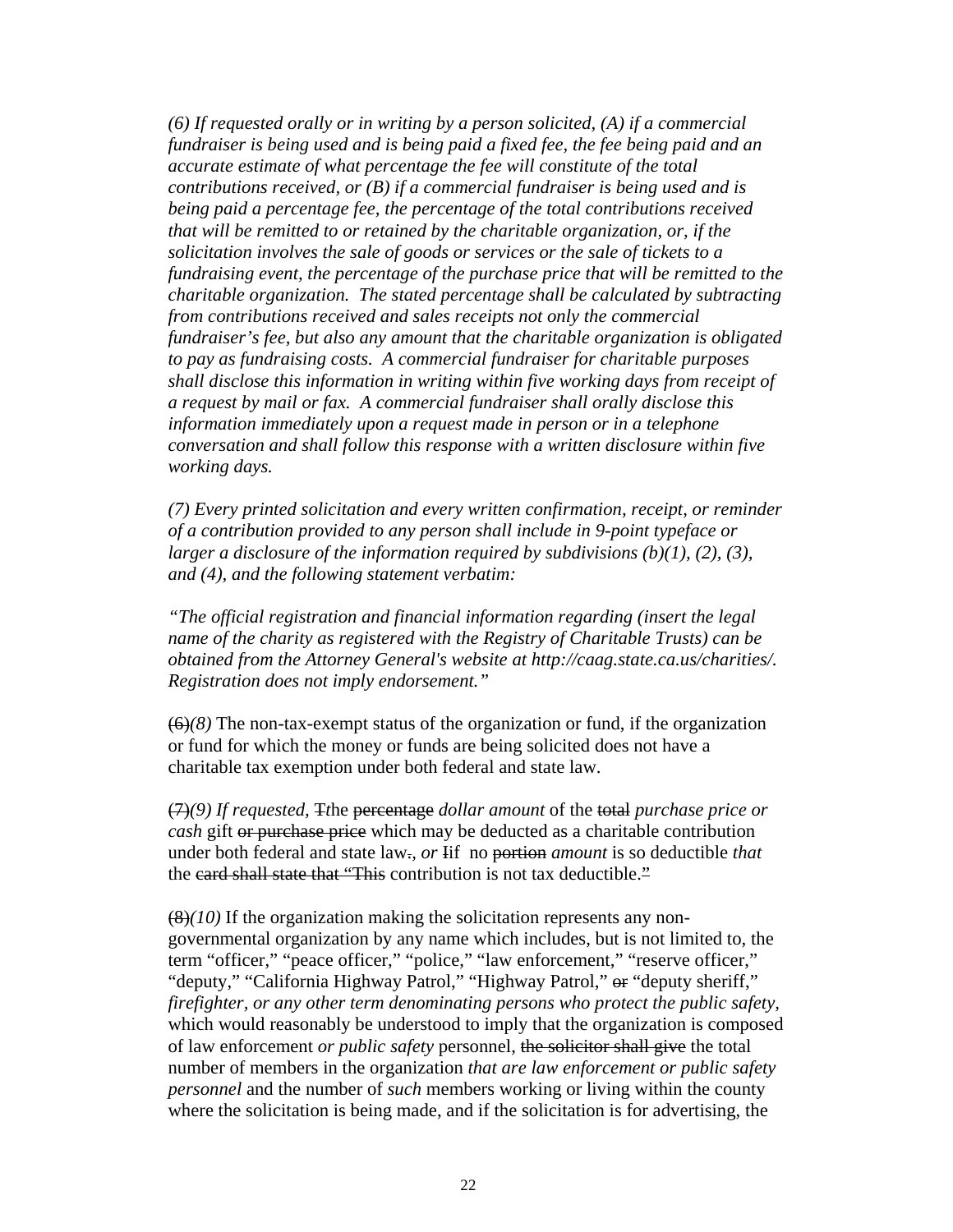*(6) If requested orally or in writing by a person solicited, (A) if a commercial fundraiser is being used and is being paid a fixed fee, the fee being paid and an accurate estimate of what percentage the fee will constitute of the total contributions received, or (B) if a commercial fundraiser is being used and is being paid a percentage fee, the percentage of the total contributions received that will be remitted to or retained by the charitable organization, or, if the solicitation involves the sale of goods or services or the sale of tickets to a fundraising event, the percentage of the purchase price that will be remitted to the charitable organization. The stated percentage shall be calculated by subtracting from contributions received and sales receipts not only the commercial fundraiser's fee, but also any amount that the charitable organization is obligated to pay as fundraising costs. A commercial fundraiser for charitable purposes shall disclose this information in writing within five working days from receipt of a request by mail or fax. A commercial fundraiser shall orally disclose this information immediately upon a request made in person or in a telephone conversation and shall follow this response with a written disclosure within five working days.*

*(7) Every printed solicitation and every written confirmation, receipt, or reminder of a contribution provided to any person shall include in 9-point typeface or larger a disclosure of the information required by subdivisions (b)(1), (2), (3), and (4), and the following statement verbatim:*

*"The official registration and financial information regarding (insert the legal name of the charity as registered with the Registry of Charitable Trusts) can be obtained from the Attorney General's website at http://caag.state.ca.us/charities/. Registration does not imply endorsement."*

~~(6)~~*(8)* The non-tax-exempt status of the organization or fund, if the organization or fund for which the money or funds are being solicited does not have a charitable tax exemption under both federal and state law.

~~(7)~~*(9) If requested,* ~~T~~*t*he ~~percentage~~ *dollar amount* of the ~~total~~ *purchase price or cash* gift ~~or purchase price~~ which may be deducted as a charitable contribution under both federal and state law~~.~~*, or* ~~I~~*i*f no ~~portion~~ *amount* is so deductible *that* the ~~card shall state that "This~~ contribution is not tax deductible.~~"~~

~~(8)~~*(10)* If the organization making the solicitation represents any non-governmental organization by any name which includes, but is not limited to, the term "officer," "peace officer," "police," "law enforcement," "reserve officer," "deputy," "California Highway Patrol," "Highway Patrol," ~~or~~ "deputy sheriff," *firefighter, or any other term denominating persons who protect the public safety*, which would reasonably be understood to imply that the organization is composed of law enforcement *or public safety* personnel, ~~the solicitor shall give~~ the total number of members in the organization *that are law enforcement or public safety personnel* and the number of *such* members working or living within the county where the solicitation is being made, and if the solicitation is for advertising, the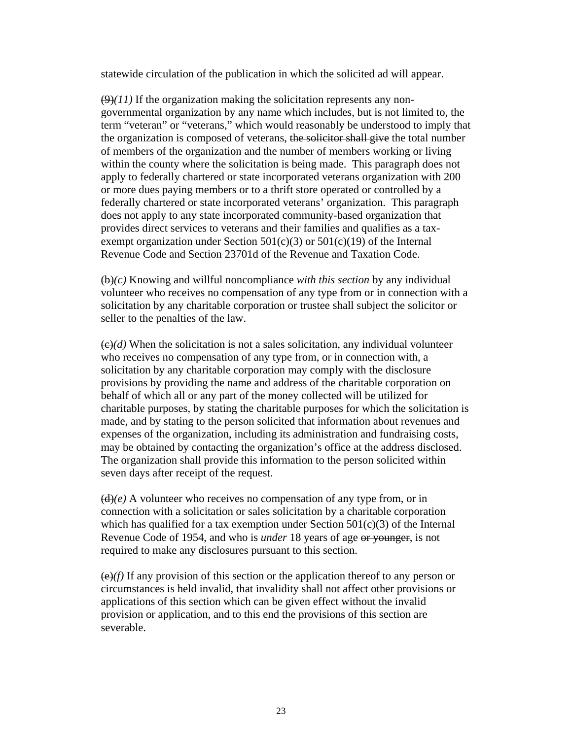statewide circulation of the publication in which the solicited ad will appear.

~~(9)~~*(11)* If the organization making the solicitation represents any non-governmental organization by any name which includes, but is not limited to, the term "veteran" or "veterans," which would reasonably be understood to imply that the organization is composed of veterans, ~~the solicitor shall give~~ the total number of members of the organization and the number of members working or living within the county where the solicitation is being made. This paragraph does not apply to federally chartered or state incorporated veterans organization with 200 or more dues paying members or to a thrift store operated or controlled by a federally chartered or state incorporated veterans' organization. This paragraph does not apply to any state incorporated community-based organization that provides direct services to veterans and their families and qualifies as a tax-exempt organization under Section 501(c)(3) or 501(c)(19) of the Internal Revenue Code and Section 23701d of the Revenue and Taxation Code.

~~(b)~~*(c)* Knowing and willful noncompliance *with this section* by any individual volunteer who receives no compensation of any type from or in connection with a solicitation by any charitable corporation or trustee shall subject the solicitor or seller to the penalties of the law.

~~(c)~~*(d)* When the solicitation is not a sales solicitation, any individual volunteer who receives no compensation of any type from, or in connection with, a solicitation by any charitable corporation may comply with the disclosure provisions by providing the name and address of the charitable corporation on behalf of which all or any part of the money collected will be utilized for charitable purposes, by stating the charitable purposes for which the solicitation is made, and by stating to the person solicited that information about revenues and expenses of the organization, including its administration and fundraising costs, may be obtained by contacting the organization's office at the address disclosed. The organization shall provide this information to the person solicited within seven days after receipt of the request.

~~(d)~~*(e)* A volunteer who receives no compensation of any type from, or in connection with a solicitation or sales solicitation by a charitable corporation which has qualified for a tax exemption under Section 501(c)(3) of the Internal Revenue Code of 1954, and who is *under* 18 years of age ~~or younger~~, is not required to make any disclosures pursuant to this section.

~~(e)~~*(f)* If any provision of this section or the application thereof to any person or circumstances is held invalid, that invalidity shall not affect other provisions or applications of this section which can be given effect without the invalid provision or application, and to this end the provisions of this section are severable.